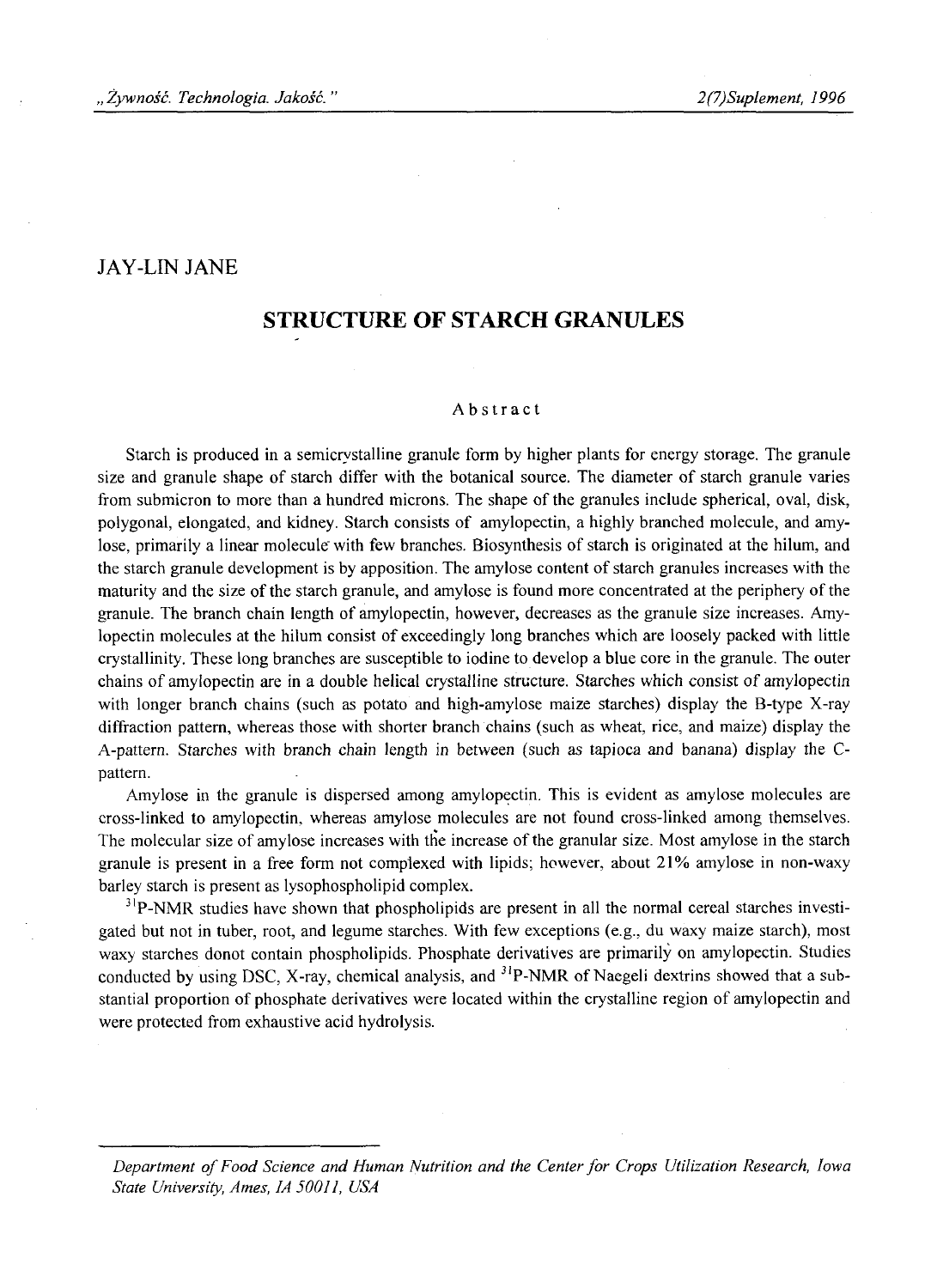JAY-LIN JANE

# STRUCTURE OF STARCH GRANULES

## Abstract

Starch is produced in a semicrystalline granule form by higher plants for energy storage. The granule size and granule shape of starch differ with the botanical source. The diameter of starch granule varies from submicron to more than a hundred microns. The shape of the granules include spherical, oval, disk, polygonal, elongated, and kidney. Starch consists of amylopectin, a highly branched molecule, and amylose, primarily a linear molecule with few branches. Biosynthesis of starch is originated at the hilum, and the starch granule development is by apposition. The amylose content of starch granules increases with the maturity and the size of the starch granule, and amylose is found more concentrated at the periphery of the granule. The branch chain length of amylopectin, however, decreases as the granule size increases. Amylopectin molecules at the hilum consist of exceedingly long branches which are loosely packed with little crystallinity. These long branches are susceptible to iodine to develop a blue core in the granule. The outer chains of amylopectin are in a double helical crystalline structure. Starches which consist of amylopectin with longer branch chains (such as potato and high-amylose maize starches) display the B-type X-ray diffraction pattern, whereas those with shorter branch chains (such as wheat, rice, and maize) display the A-pattern. Starches with branch chain length in between (such as tapioca and banana) display the C-pattern.

Amylose in the granule is dispersed among amylopectin. This is evident as amylose molecules are cross-linked to amylopectin, whereas amylose molecules are not found cross-linked among themselves. The molecular size of amylose increases with the increase of the granular size. Most amylose in the starch granule is present in a free form not complexed with lipids; however, about 21% amylose in non-waxy barley starch is present as lysophospholipid complex.

$^{31}$P-NMR studies have shown that phospholipids are present in all the normal cereal starches investigated but not in tuber, root, and legume starches. With few exceptions (e.g., du waxy maize starch), most waxy starches donot contain phospholipids. Phosphate derivatives are primarily on amylopectin. Studies conducted by using DSC, X-ray, chemical analysis, and $^{31}$P-NMR of Naegeli dextrins showed that a substantial proportion of phosphate derivatives were located within the crystalline region of amylopectin and were protected from exhaustive acid hydrolysis.

---

*Department of Food Science and Human Nutrition and the Center for Crops Utilization Research, Iowa State University, Ames, IA 50011, USA*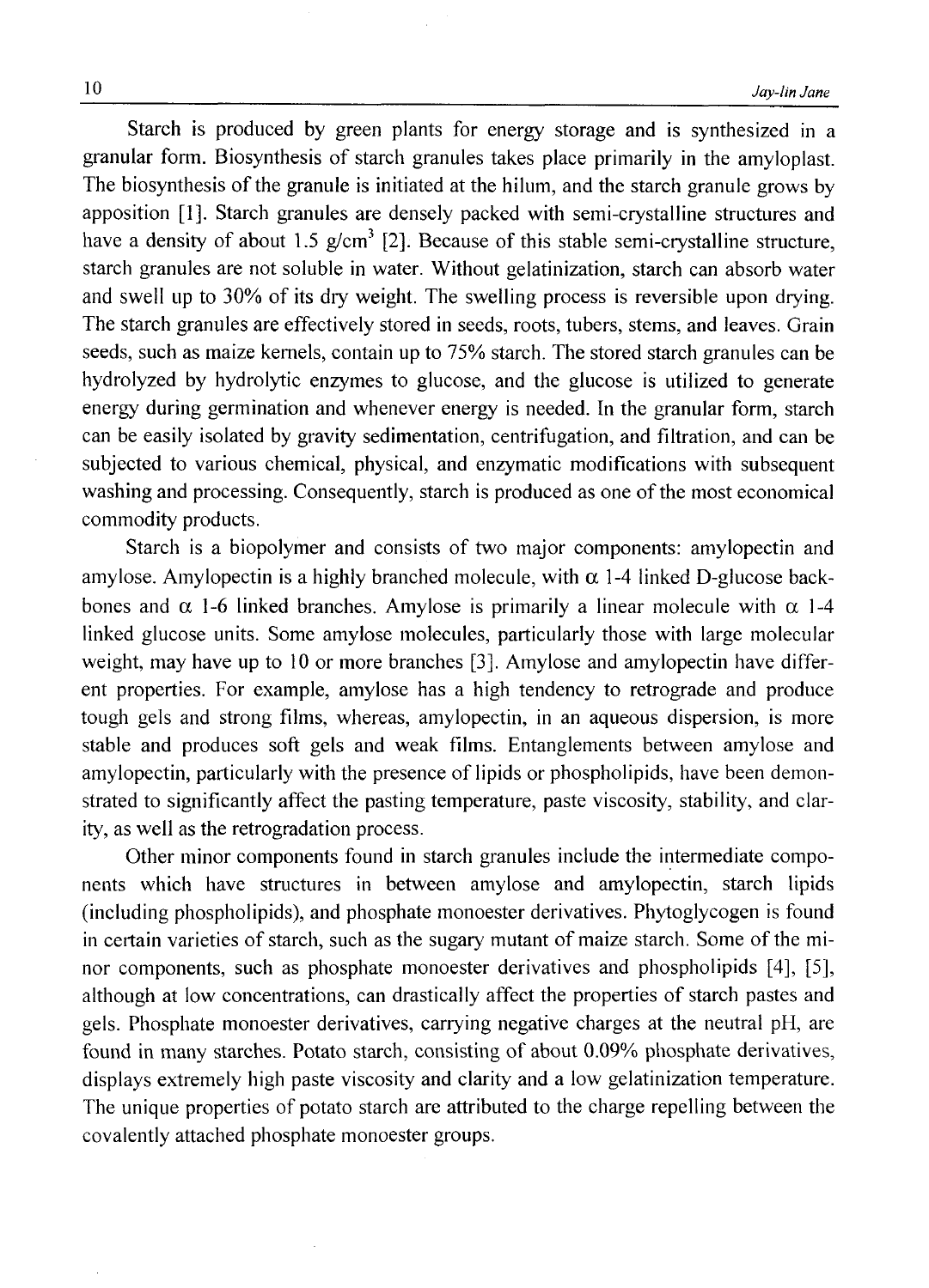Starch is produced by green plants for energy storage and is synthesized in a granular form. Biosynthesis of starch granules takes place primarily in the amyloplast. The biosynthesis of the granule is initiated at the hilum, and the starch granule grows by apposition [1]. Starch granules are densely packed with semi-crystalline structures and have a density of about 1.5 g/cm$^3$ [2]. Because of this stable semi-crystalline structure, starch granules are not soluble in water. Without gelatinization, starch can absorb water and swell up to 30% of its dry weight. The swelling process is reversible upon drying. The starch granules are effectively stored in seeds, roots, tubers, stems, and leaves. Grain seeds, such as maize kernels, contain up to 75% starch. The stored starch granules can be hydrolyzed by hydrolytic enzymes to glucose, and the glucose is utilized to generate energy during germination and whenever energy is needed. In the granular form, starch can be easily isolated by gravity sedimentation, centrifugation, and filtration, and can be subjected to various chemical, physical, and enzymatic modifications with subsequent washing and processing. Consequently, starch is produced as one of the most economical commodity products.

Starch is a biopolymer and consists of two major components: amylopectin and amylose. Amylopectin is a highly branched molecule, with $\alpha$ 1-4 linked D-glucose backbones and $\alpha$ 1-6 linked branches. Amylose is primarily a linear molecule with $\alpha$ 1-4 linked glucose units. Some amylose molecules, particularly those with large molecular weight, may have up to 10 or more branches [3]. Amylose and amylopectin have different properties. For example, amylose has a high tendency to retrograde and produce tough gels and strong films, whereas, amylopectin, in an aqueous dispersion, is more stable and produces soft gels and weak films. Entanglements between amylose and amylopectin, particularly with the presence of lipids or phospholipids, have been demonstrated to significantly affect the pasting temperature, paste viscosity, stability, and clarity, as well as the retrogradation process.

Other minor components found in starch granules include the intermediate components which have structures in between amylose and amylopectin, starch lipids (including phospholipids), and phosphate monoester derivatives. Phytoglycogen is found in certain varieties of starch, such as the sugary mutant of maize starch. Some of the minor components, such as phosphate monoester derivatives and phospholipids [4], [5], although at low concentrations, can drastically affect the properties of starch pastes and gels. Phosphate monoester derivatives, carrying negative charges at the neutral pH, are found in many starches. Potato starch, consisting of about 0.09% phosphate derivatives, displays extremely high paste viscosity and clarity and a low gelatinization temperature. The unique properties of potato starch are attributed to the charge repelling between the covalently attached phosphate monoester groups.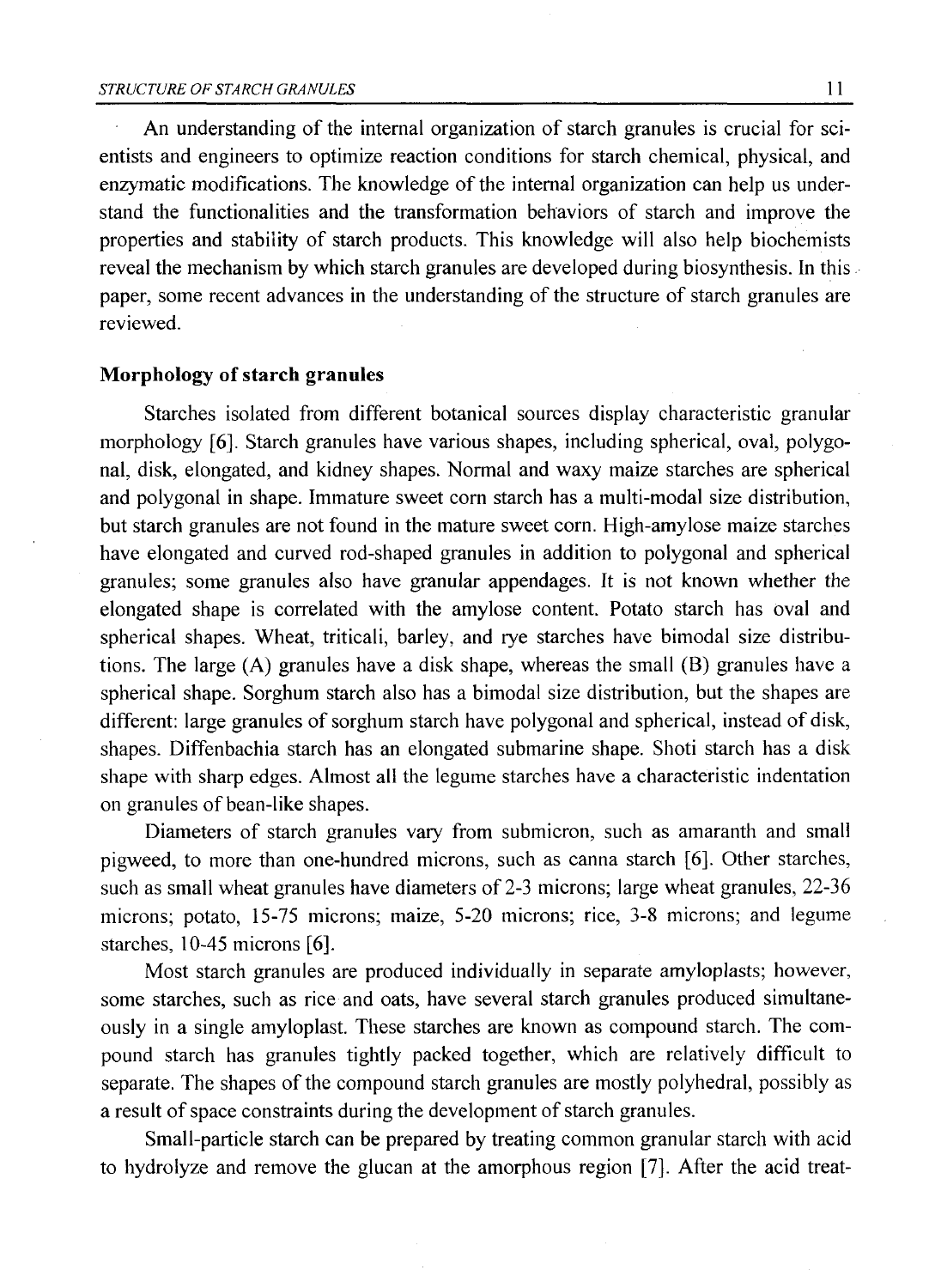An understanding of the internal organization of starch granules is crucial for scientists and engineers to optimize reaction conditions for starch chemical, physical, and enzymatic modifications. The knowledge of the internal organization can help us understand the functionalities and the transformation behaviors of starch and improve the properties and stability of starch products. This knowledge will also help biochemists reveal the mechanism by which starch granules are developed during biosynthesis. In this paper, some recent advances in the understanding of the structure of starch granules are reviewed.

## Morphology of starch granules

Starches isolated from different botanical sources display characteristic granular morphology [6]. Starch granules have various shapes, including spherical, oval, polygonal, disk, elongated, and kidney shapes. Normal and waxy maize starches are spherical and polygonal in shape. Immature sweet corn starch has a multi-modal size distribution, but starch granules are not found in the mature sweet corn. High-amylose maize starches have elongated and curved rod-shaped granules in addition to polygonal and spherical granules; some granules also have granular appendages. It is not known whether the elongated shape is correlated with the amylose content. Potato starch has oval and spherical shapes. Wheat, triticali, barley, and rye starches have bimodal size distributions. The large (A) granules have a disk shape, whereas the small (B) granules have a spherical shape. Sorghum starch also has a bimodal size distribution, but the shapes are different: large granules of sorghum starch have polygonal and spherical, instead of disk, shapes. Diffenbachia starch has an elongated submarine shape. Shoti starch has a disk shape with sharp edges. Almost all the legume starches have a characteristic indentation on granules of bean-like shapes.

Diameters of starch granules vary from submicron, such as amaranth and small pigweed, to more than one-hundred microns, such as canna starch [6]. Other starches, such as small wheat granules have diameters of 2-3 microns; large wheat granules, 22-36 microns; potato, 15-75 microns; maize, 5-20 microns; rice, 3-8 microns; and legume starches, 10-45 microns [6].

Most starch granules are produced individually in separate amyloplasts; however, some starches, such as rice and oats, have several starch granules produced simultaneously in a single amyloplast. These starches are known as compound starch. The compound starch has granules tightly packed together, which are relatively difficult to separate. The shapes of the compound starch granules are mostly polyhedral, possibly as a result of space constraints during the development of starch granules.

Small-particle starch can be prepared by treating common granular starch with acid to hydrolyze and remove the glucan at the amorphous region [7]. After the acid treat-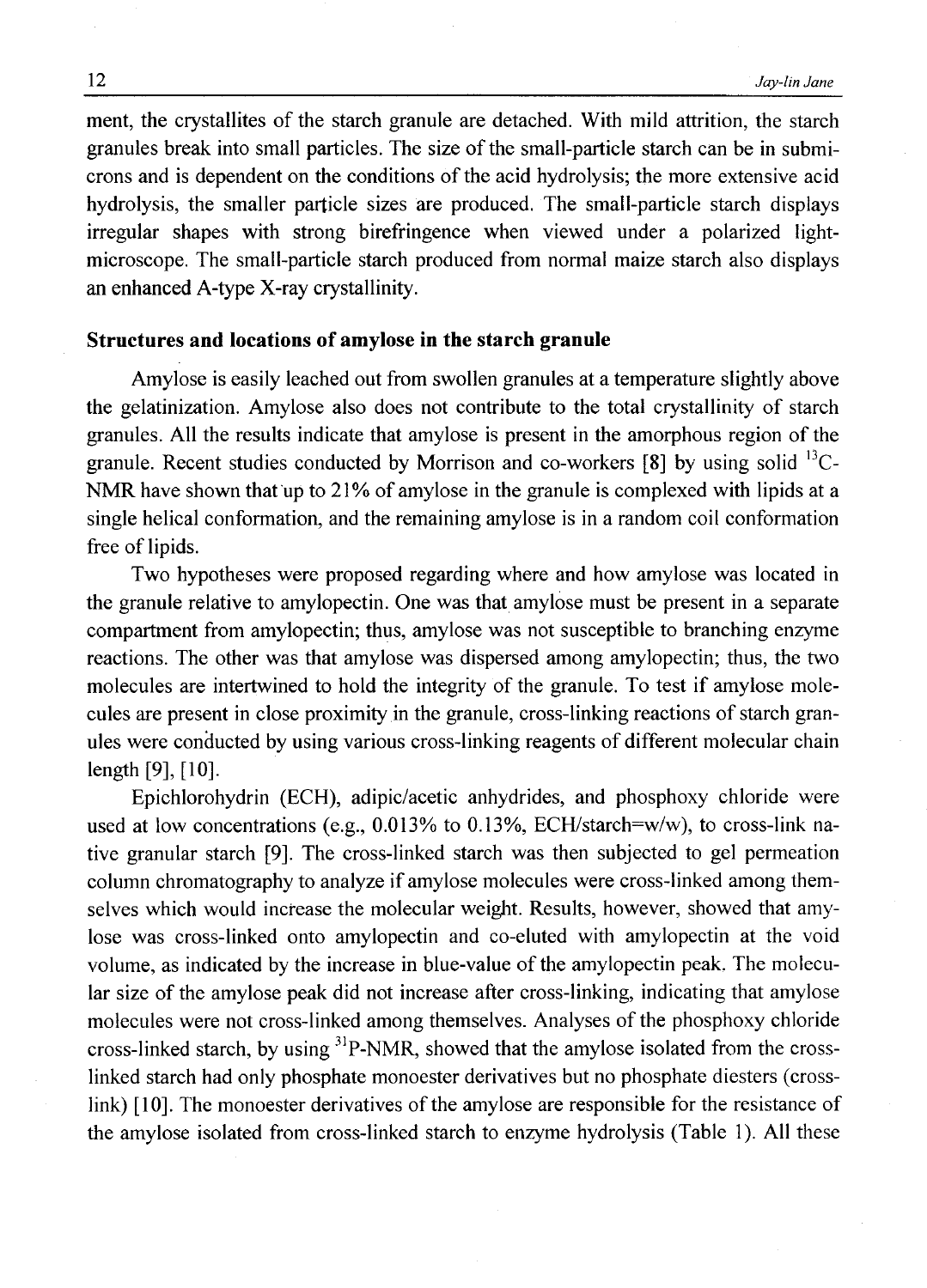ment, the crystallites of the starch granule are detached. With mild attrition, the starch granules break into small particles. The size of the small-particle starch can be in submicrons and is dependent on the conditions of the acid hydrolysis; the more extensive acid hydrolysis, the smaller particle sizes are produced. The small-particle starch displays irregular shapes with strong birefringence when viewed under a polarized light-microscope. The small-particle starch produced from normal maize starch also displays an enhanced A-type X-ray crystallinity.

### Structures and locations of amylose in the starch granule

Amylose is easily leached out from swollen granules at a temperature slightly above the gelatinization. Amylose also does not contribute to the total crystallinity of starch granules. All the results indicate that amylose is present in the amorphous region of the granule. Recent studies conducted by Morrison and co-workers [8] by using solid $^{13}$C-NMR have shown that up to 21% of amylose in the granule is complexed with lipids at a single helical conformation, and the remaining amylose is in a random coil conformation free of lipids.

Two hypotheses were proposed regarding where and how amylose was located in the granule relative to amylopectin. One was that amylose must be present in a separate compartment from amylopectin; thus, amylose was not susceptible to branching enzyme reactions. The other was that amylose was dispersed among amylopectin; thus, the two molecules are intertwined to hold the integrity of the granule. To test if amylose molecules are present in close proximity in the granule, cross-linking reactions of starch granules were conducted by using various cross-linking reagents of different molecular chain length [9], [10].

Epichlorohydrin (ECH), adipic/acetic anhydrides, and phosphoxy chloride were used at low concentrations (e.g., 0.013% to 0.13%, ECH/starch=w/w), to cross-link native granular starch [9]. The cross-linked starch was then subjected to gel permeation column chromatography to analyze if amylose molecules were cross-linked among themselves which would increase the molecular weight. Results, however, showed that amylose was cross-linked onto amylopectin and co-eluted with amylopectin at the void volume, as indicated by the increase in blue-value of the amylopectin peak. The molecular size of the amylose peak did not increase after cross-linking, indicating that amylose molecules were not cross-linked among themselves. Analyses of the phosphoxy chloride cross-linked starch, by using $^{31}$P-NMR, showed that the amylose isolated from the cross-linked starch had only phosphate monoester derivatives but no phosphate diesters (cross-link) [10]. The monoester derivatives of the amylose are responsible for the resistance of the amylose isolated from cross-linked starch to enzyme hydrolysis (Table 1). All these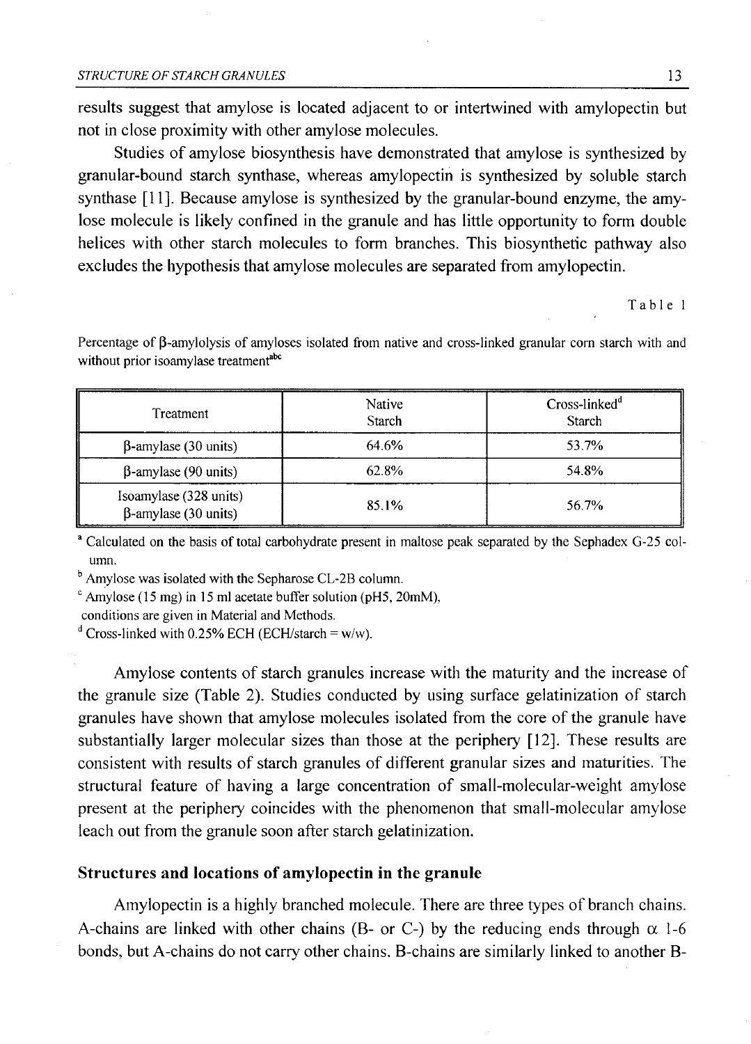results suggest that amylose is located adjacent to or intertwined with amylopectin but not in close proximity with other amylose molecules.

Studies of amylose biosynthesis have demonstrated that amylose is synthesized by granular-bound starch synthase, whereas amylopectin is synthesized by soluble starch synthase [11]. Because amylose is synthesized by the granular-bound enzyme, the amylose molecule is likely confined in the granule and has little opportunity to form double helices with other starch molecules to form branches. This biosynthetic pathway also excludes the hypothesis that amylose molecules are separated from amylopectin.

Table 1

Percentage of β-amylolysis of amyloses isolated from native and cross-linked granular corn starch with and without prior isoamylase treatment[abc]

| Treatment | Native Starch | Cross-linked[d] Starch |
|---|---|---|
| β-amylase (30 units) | 64.6% | 53.7% |
| β-amylase (90 units) | 62.8% | 54.8% |
| Isoamylase (328 units) β-amylase (30 units) | 85.1% | 56.7% |

[a] Calculated on the basis of total carbohydrate present in maltose peak separated by the Sephadex G-25 column.
[b] Amylose was isolated with the Sepharose CL-2B column.
[c] Amylose (15 mg) in 15 ml acetate buffer solution (pH5, 20mM), conditions are given in Material and Methods.
[d] Cross-linked with 0.25% ECH (ECH/starch = w/w).

Amylose contents of starch granules increase with the maturity and the increase of the granule size (Table 2). Studies conducted by using surface gelatinization of starch granules have shown that amylose molecules isolated from the core of the granule have substantially larger molecular sizes than those at the periphery [12]. These results are consistent with results of starch granules of different granular sizes and maturities. The structural feature of having a large concentration of small-molecular-weight amylose present at the periphery coincides with the phenomenon that small-molecular amylose leach out from the granule soon after starch gelatinization.

**Structures and locations of amylopectin in the granule**

Amylopectin is a highly branched molecule. There are three types of branch chains. A-chains are linked with other chains (B- or C-) by the reducing ends through α 1-6 bonds, but A-chains do not carry other chains. B-chains are similarly linked to another B-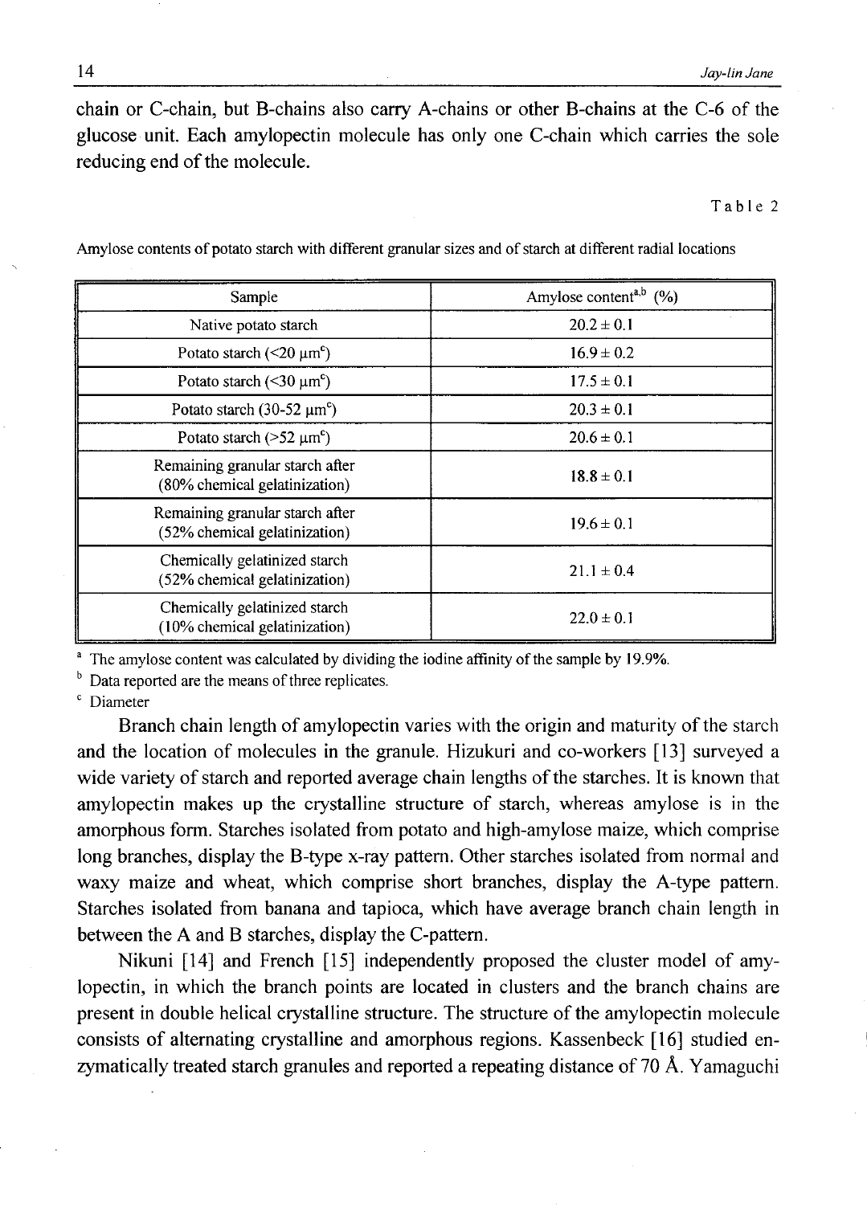chain or C-chain, but B-chains also carry A-chains or other B-chains at the C-6 of the glucose unit. Each amylopectin molecule has only one C-chain which carries the sole reducing end of the molecule.

Table 2

Amylose contents of potato starch with different granular sizes and of starch at different radial locations

| Sample | Amylose content[a,b] (%) |
|---|---|
| Native potato starch | $20.2 \pm 0.1$ |
| Potato starch (<20 μm[c]) | $16.9 \pm 0.2$ |
| Potato starch (<30 μm[c]) | $17.5 \pm 0.1$ |
| Potato starch (30-52 μm[c]) | $20.3 \pm 0.1$ |
| Potato starch (>52 μm[c]) | $20.6 \pm 0.1$ |
| Remaining granular starch after (80% chemical gelatinization) | $18.8 \pm 0.1$ |
| Remaining granular starch after (52% chemical gelatinization) | $19.6 \pm 0.1$ |
| Chemically gelatinized starch (52% chemical gelatinization) | $21.1 \pm 0.4$ |
| Chemically gelatinized starch (10% chemical gelatinization) | $22.0 \pm 0.1$ |

[a] The amylose content was calculated by dividing the iodine affinity of the sample by 19.9%.

[b] Data reported are the means of three replicates.

[c] Diameter

Branch chain length of amylopectin varies with the origin and maturity of the starch and the location of molecules in the granule. Hizukuri and co-workers [13] surveyed a wide variety of starch and reported average chain lengths of the starches. It is known that amylopectin makes up the crystalline structure of starch, whereas amylose is in the amorphous form. Starches isolated from potato and high-amylose maize, which comprise long branches, display the B-type x-ray pattern. Other starches isolated from normal and waxy maize and wheat, which comprise short branches, display the A-type pattern. Starches isolated from banana and tapioca, which have average branch chain length in between the A and B starches, display the C-pattern.

Nikuni [14] and French [15] independently proposed the cluster model of amylopectin, in which the branch points are located in clusters and the branch chains are present in double helical crystalline structure. The structure of the amylopectin molecule consists of alternating crystalline and amorphous regions. Kassenbeck [16] studied enzymatically treated starch granules and reported a repeating distance of 70 Å. Yamaguchi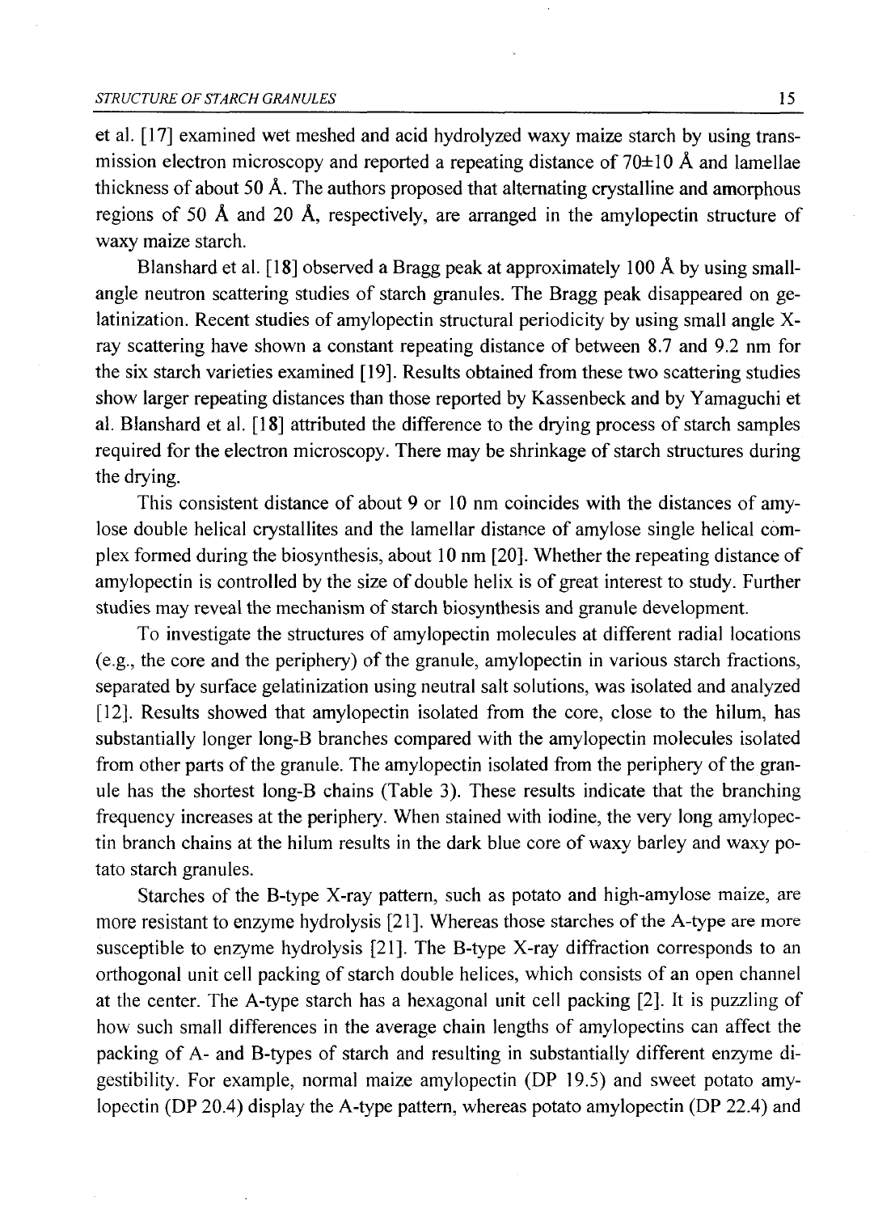et al. [17] examined wet meshed and acid hydrolyzed waxy maize starch by using transmission electron microscopy and reported a repeating distance of 70±10 Å and lamellae thickness of about 50 Å. The authors proposed that alternating crystalline and amorphous regions of 50 Å and 20 Å, respectively, are arranged in the amylopectin structure of waxy maize starch.

Blanshard et al. [18] observed a Bragg peak at approximately 100 Å by using small-angle neutron scattering studies of starch granules. The Bragg peak disappeared on gelatinization. Recent studies of amylopectin structural periodicity by using small angle X-ray scattering have shown a constant repeating distance of between 8.7 and 9.2 nm for the six starch varieties examined [19]. Results obtained from these two scattering studies show larger repeating distances than those reported by Kassenbeck and by Yamaguchi et al. Blanshard et al. [18] attributed the difference to the drying process of starch samples required for the electron microscopy. There may be shrinkage of starch structures during the drying.

This consistent distance of about 9 or 10 nm coincides with the distances of amylose double helical crystallites and the lamellar distance of amylose single helical complex formed during the biosynthesis, about 10 nm [20]. Whether the repeating distance of amylopectin is controlled by the size of double helix is of great interest to study. Further studies may reveal the mechanism of starch biosynthesis and granule development.

To investigate the structures of amylopectin molecules at different radial locations (e.g., the core and the periphery) of the granule, amylopectin in various starch fractions, separated by surface gelatinization using neutral salt solutions, was isolated and analyzed [12]. Results showed that amylopectin isolated from the core, close to the hilum, has substantially longer long-B branches compared with the amylopectin molecules isolated from other parts of the granule. The amylopectin isolated from the periphery of the granule has the shortest long-B chains (Table 3). These results indicate that the branching frequency increases at the periphery. When stained with iodine, the very long amylopectin branch chains at the hilum results in the dark blue core of waxy barley and waxy potato starch granules.

Starches of the B-type X-ray pattern, such as potato and high-amylose maize, are more resistant to enzyme hydrolysis [21]. Whereas those starches of the A-type are more susceptible to enzyme hydrolysis [21]. The B-type X-ray diffraction corresponds to an orthogonal unit cell packing of starch double helices, which consists of an open channel at the center. The A-type starch has a hexagonal unit cell packing [2]. It is puzzling of how such small differences in the average chain lengths of amylopectins can affect the packing of A- and B-types of starch and resulting in substantially different enzyme digestibility. For example, normal maize amylopectin (DP 19.5) and sweet potato amylopectin (DP 20.4) display the A-type pattern, whereas potato amylopectin (DP 22.4) and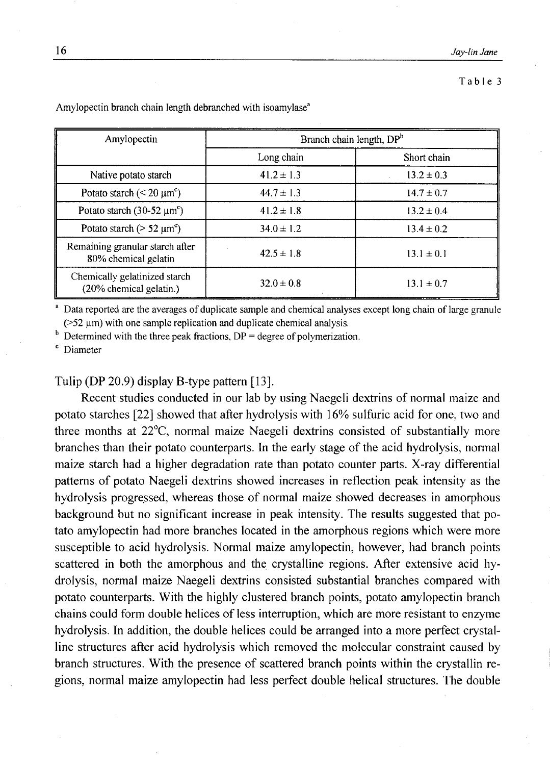Table 3

Amylopectin branch chain length debranched with isoamylase[a]

| Amylopectin | Branch chain length, DP[b] | |
|---|---|---|
| | Long chain | Short chain |
| Native potato starch | 41.2 ± 1.3 | 13.2 ± 0.3 |
| Potato starch (< 20 μm[c]) | 44.7 ± 1.3 | 14.7 ± 0.7 |
| Potato starch (30-52 μm[c]) | 41.2 ± 1.8 | 13.2 ± 0.4 |
| Potato starch (> 52 μm[c]) | 34.0 ± 1.2 | 13.4 ± 0.2 |
| Remaining granular starch after 80% chemical gelatin | 42.5 ± 1.8 | 13.1 ± 0.1 |
| Chemically gelatinized starch (20% chemical gelatin.) | 32.0 ± 0.8 | 13.1 ± 0.7 |

[a] Data reported are the averages of duplicate sample and chemical analyses except long chain of large granule (>52 μm) with one sample replication and duplicate chemical analysis.

[b] Determined with the three peak fractions, DP = degree of polymerization.

[c] Diameter

Tulip (DP 20.9) display B-type pattern [13].

Recent studies conducted in our lab by using Naegeli dextrins of normal maize and potato starches [22] showed that after hydrolysis with 16% sulfuric acid for one, two and three months at 22°C, normal maize Naegeli dextrins consisted of substantially more branches than their potato counterparts. In the early stage of the acid hydrolysis, normal maize starch had a higher degradation rate than potato counter parts. X-ray differential patterns of potato Naegeli dextrins showed increases in reflection peak intensity as the hydrolysis progressed, whereas those of normal maize showed decreases in amorphous background but no significant increase in peak intensity. The results suggested that potato amylopectin had more branches located in the amorphous regions which were more susceptible to acid hydrolysis. Normal maize amylopectin, however, had branch points scattered in both the amorphous and the crystalline regions. After extensive acid hydrolysis, normal maize Naegeli dextrins consisted substantial branches compared with potato counterparts. With the highly clustered branch points, potato amylopectin branch chains could form double helices of less interruption, which are more resistant to enzyme hydrolysis. In addition, the double helices could be arranged into a more perfect crystalline structures after acid hydrolysis which removed the molecular constraint caused by branch structures. With the presence of scattered branch points within the crystallin regions, normal maize amylopectin had less perfect double helical structures. The double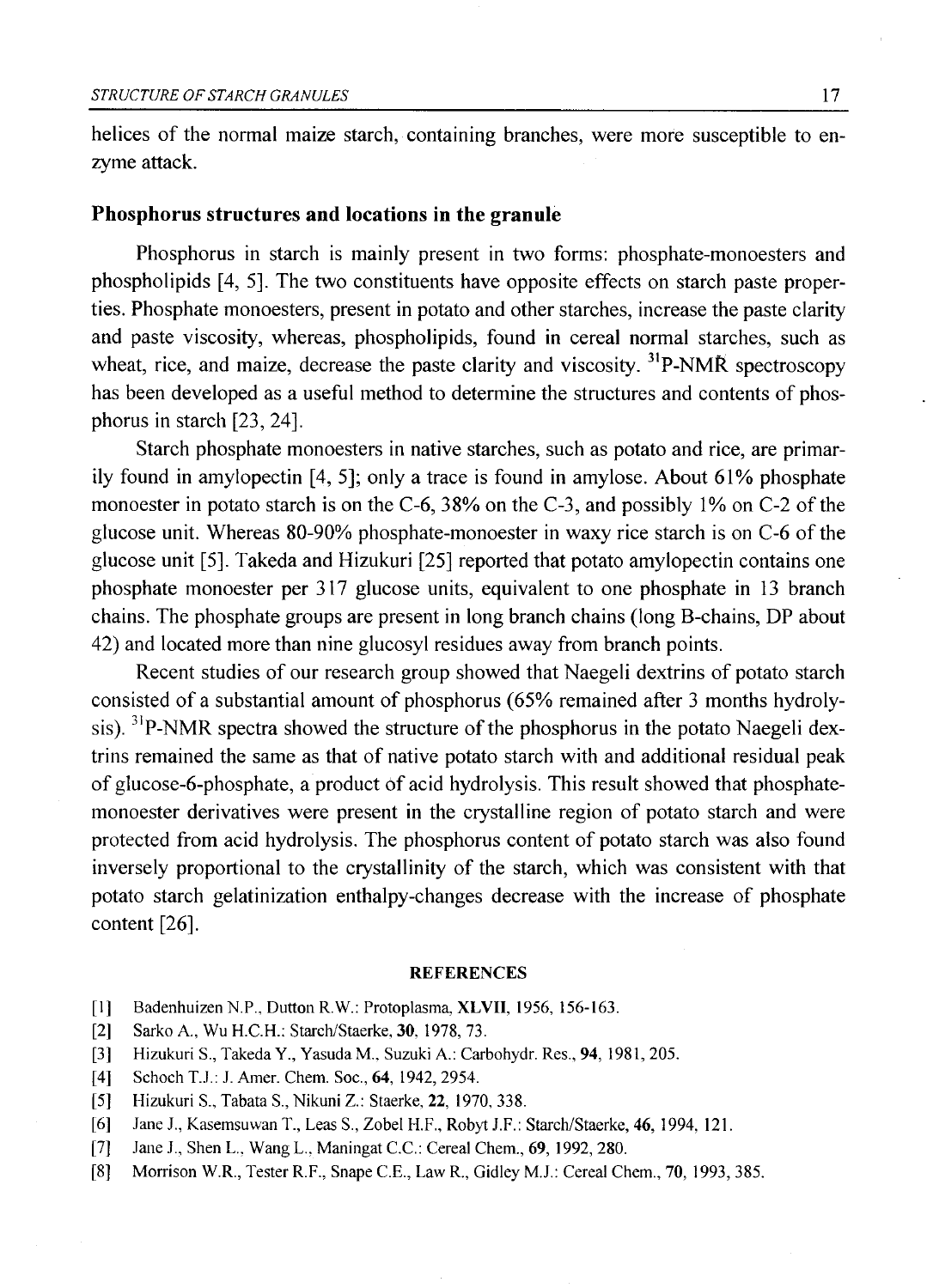helices of the normal maize starch, containing branches, were more susceptible to enzyme attack.

## Phosphorus structures and locations in the granule

Phosphorus in starch is mainly present in two forms: phosphate-monoesters and phospholipids [4, 5]. The two constituents have opposite effects on starch paste properties. Phosphate monoesters, present in potato and other starches, increase the paste clarity and paste viscosity, whereas, phospholipids, found in cereal normal starches, such as wheat, rice, and maize, decrease the paste clarity and viscosity. $^{31}$P-NMR spectroscopy has been developed as a useful method to determine the structures and contents of phosphorus in starch [23, 24].

Starch phosphate monoesters in native starches, such as potato and rice, are primarily found in amylopectin [4, 5]; only a trace is found in amylose. About 61% phosphate monoester in potato starch is on the C-6, 38% on the C-3, and possibly 1% on C-2 of the glucose unit. Whereas 80-90% phosphate-monoester in waxy rice starch is on C-6 of the glucose unit [5]. Takeda and Hizukuri [25] reported that potato amylopectin contains one phosphate monoester per 317 glucose units, equivalent to one phosphate in 13 branch chains. The phosphate groups are present in long branch chains (long B-chains, DP about 42) and located more than nine glucosyl residues away from branch points.

Recent studies of our research group showed that Naegeli dextrins of potato starch consisted of a substantial amount of phosphorus (65% remained after 3 months hydrolysis). $^{31}$P-NMR spectra showed the structure of the phosphorus in the potato Naegeli dextrins remained the same as that of native potato starch with and additional residual peak of glucose-6-phosphate, a product of acid hydrolysis. This result showed that phosphate-monoester derivatives were present in the crystalline region of potato starch and were protected from acid hydrolysis. The phosphorus content of potato starch was also found inversely proportional to the crystallinity of the starch, which was consistent with that potato starch gelatinization enthalpy-changes decrease with the increase of phosphate content [26].

## REFERENCES

[1] Badenhuizen N.P., Dutton R.W.: Protoplasma, **XLVII**, 1956, 156-163.
[2] Sarko A., Wu H.C.H.: Starch/Staerke, **30**, 1978, 73.
[3] Hizukuri S., Takeda Y., Yasuda M., Suzuki A.: Carbohydr. Res., **94**, 1981, 205.
[4] Schoch T.J.: J. Amer. Chem. Soc., **64**, 1942, 2954.
[5] Hizukuri S., Tabata S., Nikuni Z.: Staerke, **22**, 1970, 338.
[6] Jane J., Kasemsuwan T., Leas S., Zobel H.F., Robyt J.F.: Starch/Staerke, **46**, 1994, 121.
[7] Jane J., Shen L., Wang L., Maningat C.C.: Cereal Chem., **69**, 1992, 280.
[8] Morrison W.R., Tester R.F., Snape C.E., Law R., Gidley M.J.: Cereal Chem., **70**, 1993, 385.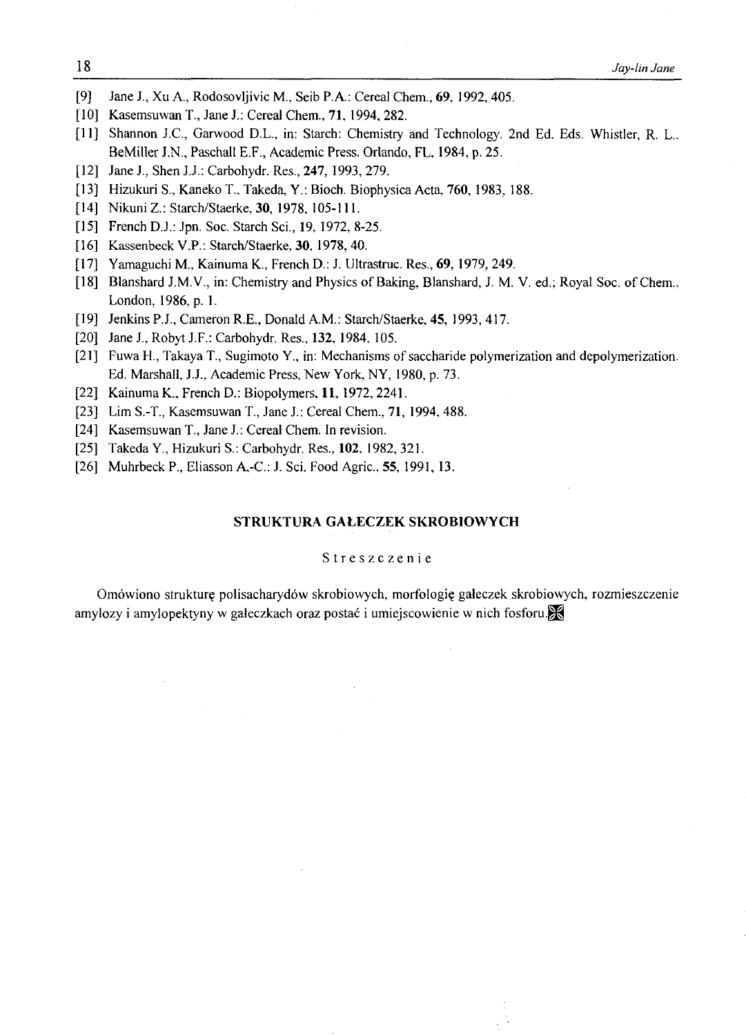[9] Jane J., Xu A., Rodosovljivic M., Seib P.A.: Cereal Chem., **69**, 1992, 405.

[10] Kasemsuwan T., Jane J.: Cereal Chem., **71**, 1994, 282.

[11] Shannon J.C., Garwood D.L., in: Starch: Chemistry and Technology. 2nd Ed. Eds. Whistler, R. L., BeMiller J.N., Paschall E.F., Academic Press. Orlando, FL. 1984, p. 25.

[12] Jane J., Shen J.J.: Carbohydr. Res., **247**, 1993, 279.

[13] Hizukuri S., Kaneko T., Takeda, Y.: Bioch. Biophysica Acta, **760**, 1983, 188.

[14] Nikuni Z.: Starch/Staerke, **30**, 1978, 105-111.

[15] French D.J.: Jpn. Soc. Starch Sci., 19, 1972, 8-25.

[16] Kassenbeck V.P.: Starch/Staerke, **30**, **1978**, 40.

[17] Yamaguchi M., Kainuma K., French D.: J. Ultrastruc. Res., **69**, 1979, 249.

[18] Blanshard J.M.V., in: Chemistry and Physics of Baking, Blanshard, J. M. V. ed.; Royal Soc. of Chem., London, 1986, p. 1.

[19] Jenkins P.J., Cameron R.E., Donald A.M.: Starch/Staerke, **45**, 1993, 417.

[20] Jane J., Robyt J.F.: Carbohydr. Res., **132**, 1984, 105.

[21] Fuwa H., Takaya T., Sugimoto Y., in: Mechanisms of saccharide polymerization and depolymerization. Ed. Marshall, J.J., Academic Press, New York, NY, 1980, p. 73.

[22] Kainuma K., French D.: Biopolymers, **11**, 1972, 2241.

[23] Lim S.-T., Kasemsuwan T., Jane J.: Cereal Chem., **71**, 1994, 488.

[24] Kasemsuwan T., Jane J.: Cereal Chem. In revision.

[25] Takeda Y., Hizukuri S.: Carbohydr. Res., **102**, 1982, 321.

[26] Muhrbeck P., Eliasson A.-C.: J. Sci. Food Agric., **55**, 1991, 13.

## STRUKTURA GAŁECZEK SKROBIOWYCH

### Streszczenie

Omówiono strukturę polisacharydów skrobiowych, morfologię gałeczek skrobiowych, rozmieszczenie amylozy i amylopektyny w gałeczkach oraz postać i umiejscowienie w nich fosforu.